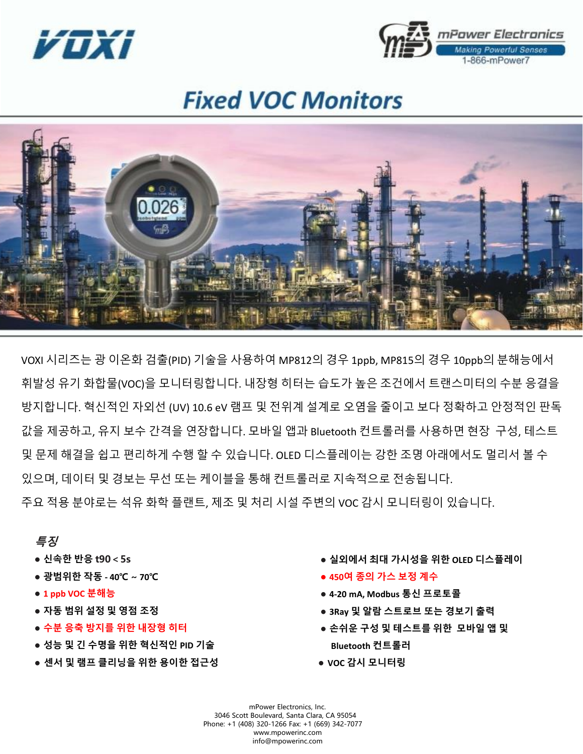VOXI

mPower Electronics
Making Powerful Senses
1-866-mPower7

# Fixed VOC Monitors

VOXI 시리즈는 광 이온화 검출(PID) 기술을 사용하여 MP812의 경우 1ppb, MP815의 경우 10ppb의 분해능에서 휘발성 유기 화합물(VOC)을 모니터링합니다. 내장형 히터는 습도가 높은 조건에서 트랜스미터의 수분 응결을 방지합니다. 혁신적인 자외선 (UV) 10.6 eV 램프 및 전위계 설계로 오염을 줄이고 보다 정확하고 안정적인 판독 값을 제공하고, 유지 보수 간격을 연장합니다. 모바일 앱과 Bluetooth 컨트롤러를 사용하면 현장 구성, 테스트 및 문제 해결을 쉽고 편리하게 수행 할 수 있습니다. OLED 디스플레이는 강한 조명 아래에서도 멀리서 볼 수 있으며, 데이터 및 경보는 무선 또는 케이블을 통해 컨트롤러로 지속적으로 전송됩니다.
주요 적용 분야로는 석유 화학 플랜트, 제조 및 처리 시설 주변의 VOC 감시 모니터링이 있습니다.

## 특징

- **신속한 반응 t90 < 5s**
- **광범위한 작동 - 40℃ ~ 70℃**
- **1 ppb VOC 분해능**
- **자동 범위 설정 및 영점 조정**
- **수분 응축 방지를 위한 내장형 히터**
- **성능 및 긴 수명을 위한 혁신적인 PID 기술**
- **센서 및 램프 클리닝을 위한 용이한 접근성**
- **실외에서 최대 가시성을 위한 OLED 디스플레이**
- **450여 종의 가스 보정 계수**
- **4-20 mA, Modbus 통신 프로토콜**
- **3Ray 및 알람 스트로브 또는 경보기 출력**
- **손쉬운 구성 및 테스트를 위한 모바일 앱 및 Bluetooth 컨트롤러**
- **VOC 감시 모니터링**

mPower Electronics, Inc.
3046 Scott Boulevard, Santa Clara, CA 95054
Phone: +1 (408) 320-1266 Fax: +1 (669) 342-7077
www.mpowerinc.com
info@mpowerinc.com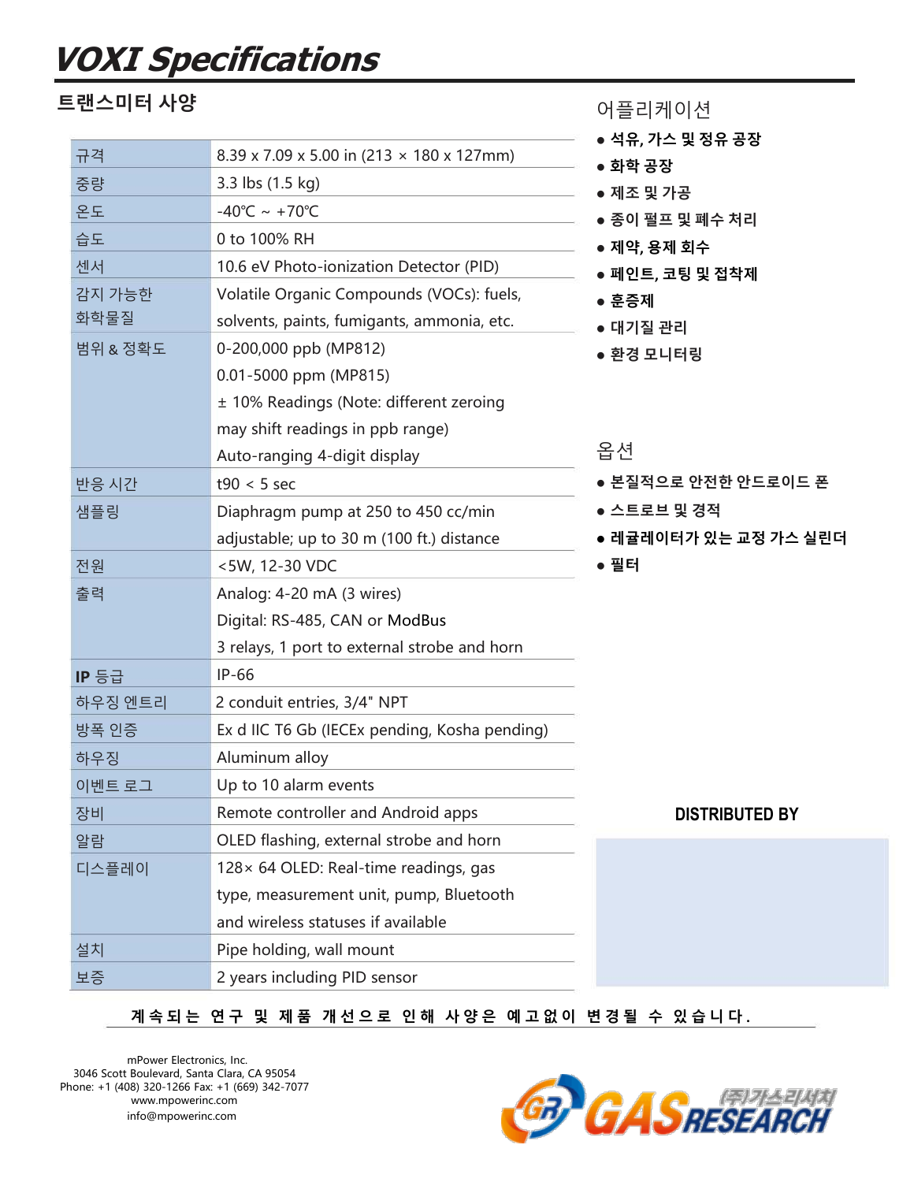# VOXI Specifications

## 트랜스미터 사양

| | |
|---|---|
| 규격 | 8.39 x 7.09 x 5.00 in (213 × 180 x 127mm) |
| 중량 | 3.3 lbs (1.5 kg) |
| 온도 | -40℃ ~ +70℃ |
| 습도 | 0 to 100% RH |
| 센서 | 10.6 eV Photo-ionization Detector (PID) |
| 감지 가능한 화학물질 | Volatile Organic Compounds (VOCs): fuels, solvents, paints, fumigants, ammonia, etc. |
| 범위 & 정확도 | 0-200,000 ppb (MP812)<br>0.01-5000 ppm (MP815)<br>± 10% Readings (Note: different zeroing may shift readings in ppb range)<br>Auto-ranging 4-digit display |
| 반응 시간 | t90 < 5 sec |
| 샘플링 | Diaphragm pump at 250 to 450 cc/min adjustable; up to 30 m (100 ft.) distance |
| 전원 | <5W, 12-30 VDC |
| 출력 | Analog: 4-20 mA (3 wires)<br>Digital: RS-485, CAN or ModBus<br>3 relays, 1 port to external strobe and horn |
| **IP** 등급 | IP-66 |
| 하우징 엔트리 | 2 conduit entries, 3/4" NPT |
| 방폭 인증 | Ex d IIC T6 Gb (IECEx pending, Kosha pending) |
| 하우징 | Aluminum alloy |
| 이벤트 로그 | Up to 10 alarm events |
| 장비 | Remote controller and Android apps |
| 알람 | OLED flashing, external strobe and horn |
| 디스플레이 | 128× 64 OLED: Real-time readings, gas type, measurement unit, pump, Bluetooth and wireless statuses if available |
| 설치 | Pipe holding, wall mount |
| 보증 | 2 years including PID sensor |

## 어플리케이션

- **석유, 가스 및 정유 공장**
- **화학 공장**
- **제조 및 가공**
- **종이 펄프 및 폐수 처리**
- **제약, 용제 회수**
- **페인트, 코팅 및 접착제**
- **훈증제**
- **대기질 관리**
- **환경 모니터링**

## 옵션

- **본질적으로 안전한 안드로이드 폰**
- **스트로브 및 경적**
- **레귤레이터가 있는 교정 가스 실린더**
- **필터**

**DISTRIBUTED BY**

**계속되는 연구 및 제품 개선으로 인해 사양은 예고없이 변경될 수 있습니다.**

mPower Electronics, Inc.
3046 Scott Boulevard, Santa Clara, CA 95054
Phone: +1 (408) 320-1266 Fax: +1 (669) 342-7077
www.mpowerinc.com
info@mpowerinc.com

GR GAS RESEARCH (주)가스리서치